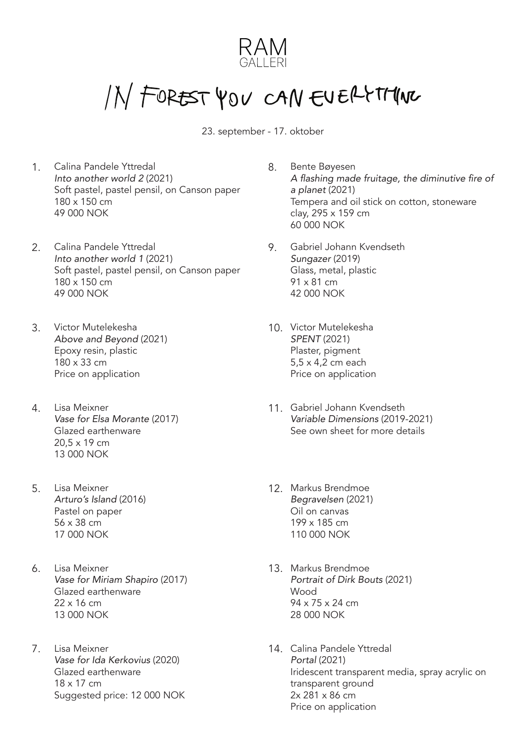# RAM GALLERI

# IN FOREST YOU CAN EVERYTHING

23. september - 17. oktober

1. Calina Pandele Yttredal
   *Into another world 2* (2021)
   Soft pastel, pastel pensil, on Canson paper
   180 x 150 cm
   49 000 NOK

2. Calina Pandele Yttredal
   *Into another world 1* (2021)
   Soft pastel, pastel pensil, on Canson paper
   180 x 150 cm
   49 000 NOK

3. Victor Mutelekesha
   *Above and Beyond* (2021)
   Epoxy resin, plastic
   180 x 33 cm
   Price on application

4. Lisa Meixner
   *Vase for Elsa Morante* (2017)
   Glazed earthenware
   20,5 x 19 cm
   13 000 NOK

5. Lisa Meixner
   *Arturo's Island* (2016)
   Pastel on paper
   56 x 38 cm
   17 000 NOK

6. Lisa Meixner
   *Vase for Miriam Shapiro* (2017)
   Glazed earthenware
   22 x 16 cm
   13 000 NOK

7. Lisa Meixner
   *Vase for Ida Kerkovius* (2020)
   Glazed earthenware
   18 x 17 cm
   Suggested price: 12 000 NOK

8. Bente Bøyesen
   *A flashing made fruitage, the diminutive fire of a planet* (2021)
   Tempera and oil stick on cotton, stoneware clay, 295 x 159 cm
   60 000 NOK

9. Gabriel Johann Kvendseth
   *Sungazer* (2019)
   Glass, metal, plastic
   91 x 81 cm
   42 000 NOK

10. Victor Mutelekesha
    *SPENT* (2021)
    Plaster, pigment
    5,5 x 4,2 cm each
    Price on application

11. Gabriel Johann Kvendseth
    *Variable Dimensions* (2019-2021)
    See own sheet for more details

12. Markus Brendmoe
    *Begravelsen* (2021)
    Oil on canvas
    199 x 185 cm
    110 000 NOK

13. Markus Brendmoe
    *Portrait of Dirk Bouts* (2021)
    Wood
    94 x 75 x 24 cm
    28 000 NOK

14. Calina Pandele Yttredal
    *Portal* (2021)
    Iridescent transparent media, spray acrylic on transparent ground
    2x 281 x 86 cm
    Price on application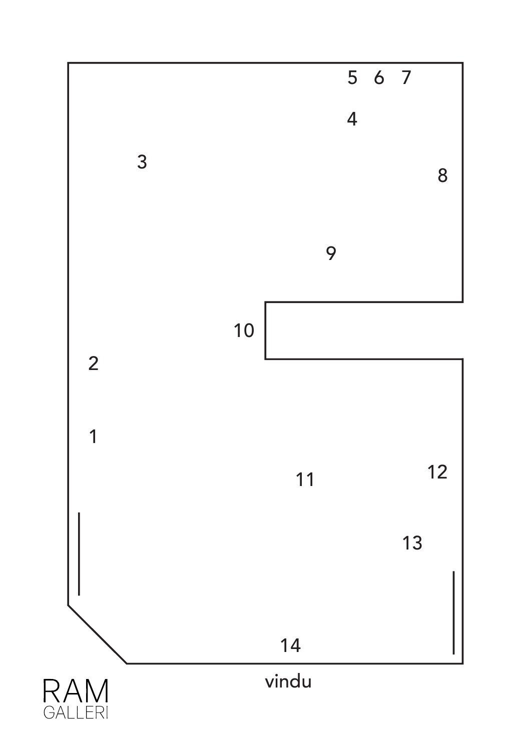5 6 7

4

3

8

9

10

2

1

11

12

13

14

vindu

RAM
GALLERI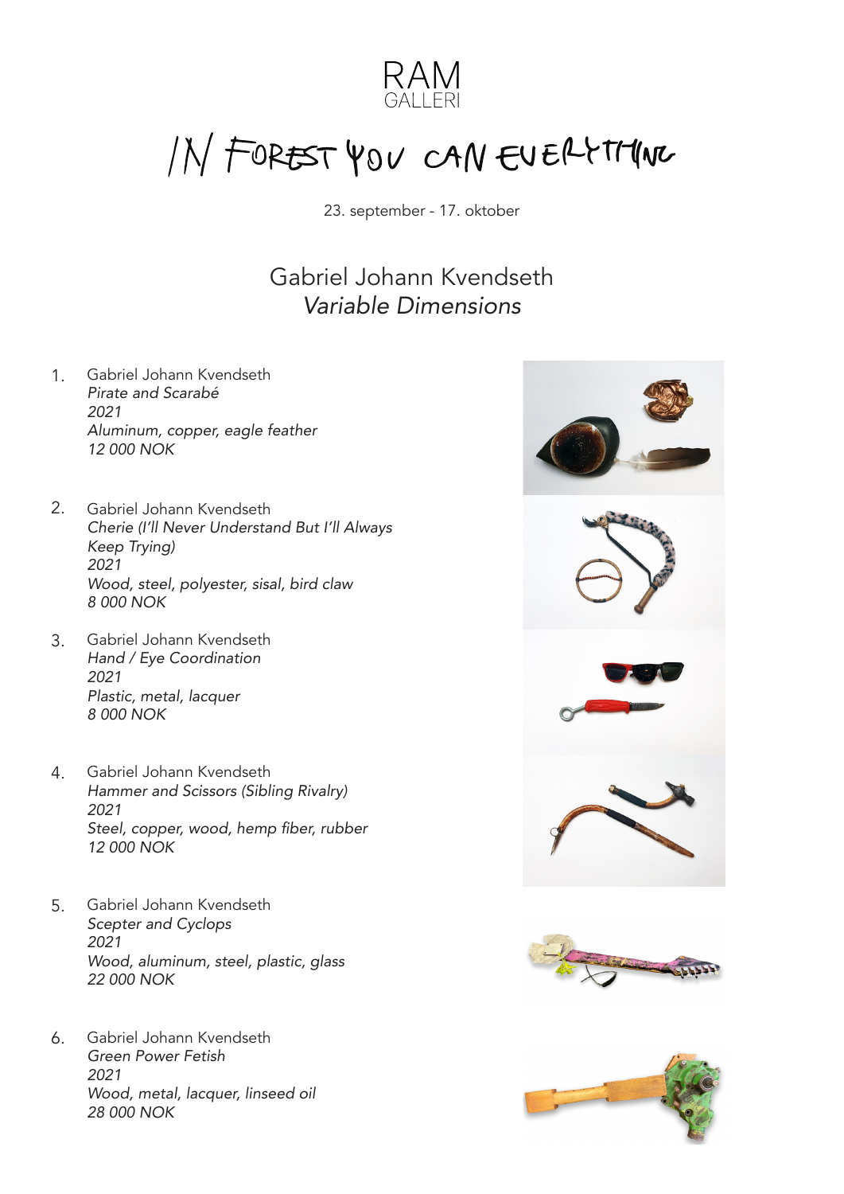# RAM GALLERI

## IN FOREST YOU CAN EVERYTHING

23. september - 17. oktober

## Gabriel Johann Kvendseth
*Variable Dimensions*

1. Gabriel Johann Kvendseth
   *Pirate and Scarabé*
   *2021*
   *Aluminum, copper, eagle feather*
   *12 000 NOK*

2. Gabriel Johann Kvendseth
   *Cherie (I'll Never Understand But I'll Always Keep Trying)*
   *2021*
   *Wood, steel, polyester, sisal, bird claw*
   *8 000 NOK*

3. Gabriel Johann Kvendseth
   *Hand / Eye Coordination*
   *2021*
   *Plastic, metal, lacquer*
   *8 000 NOK*

4. Gabriel Johann Kvendseth
   *Hammer and Scissors (Sibling Rivalry)*
   *2021*
   *Steel, copper, wood, hemp fiber, rubber*
   *12 000 NOK*

5. Gabriel Johann Kvendseth
   *Scepter and Cyclops*
   *2021*
   *Wood, aluminum, steel, plastic, glass*
   *22 000 NOK*

6. Gabriel Johann Kvendseth
   *Green Power Fetish*
   *2021*
   *Wood, metal, lacquer, linseed oil*
   *28 000 NOK*